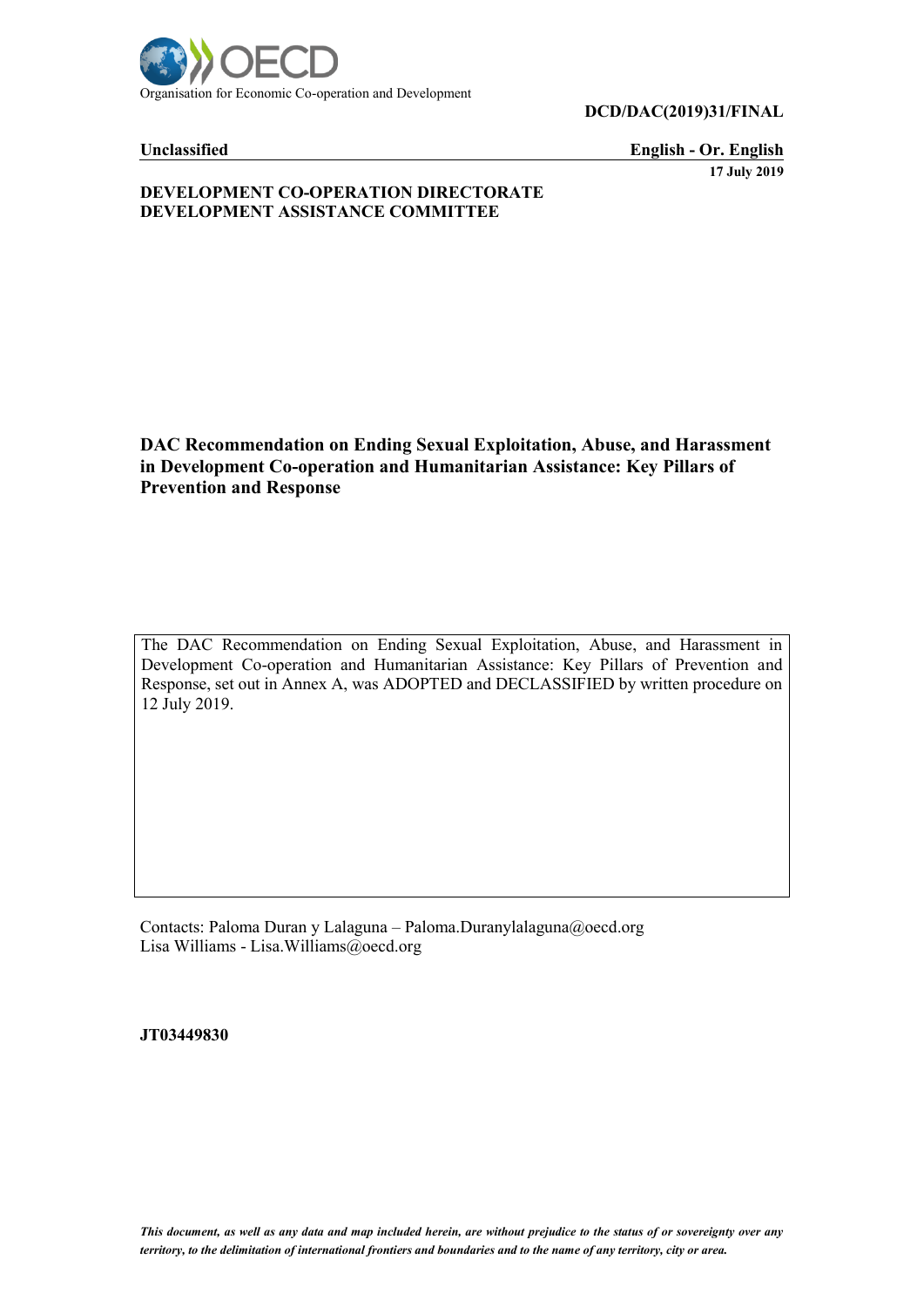Organisation for Economic Co-operation and Development

**DCD/DAC(2019)31/FINAL**

**Unclassified** | **English - Or. English**

**17 July 2019**

**DEVELOPMENT CO-OPERATION DIRECTORATE**
**DEVELOPMENT ASSISTANCE COMMITTEE**

# DAC Recommendation on Ending Sexual Exploitation, Abuse, and Harassment in Development Co-operation and Humanitarian Assistance: Key Pillars of Prevention and Response

The DAC Recommendation on Ending Sexual Exploitation, Abuse, and Harassment in Development Co-operation and Humanitarian Assistance: Key Pillars of Prevention and Response, set out in Annex A, was ADOPTED and DECLASSIFIED by written procedure on 12 July 2019.

Contacts: Paloma Duran y Lalaguna – Paloma.Duranylalaguna@oecd.org
Lisa Williams - Lisa.Williams@oecd.org

**JT03449830**

***This document, as well as any data and map included herein, are without prejudice to the status of or sovereignty over any territory, to the delimitation of international frontiers and boundaries and to the name of any territory, city or area.***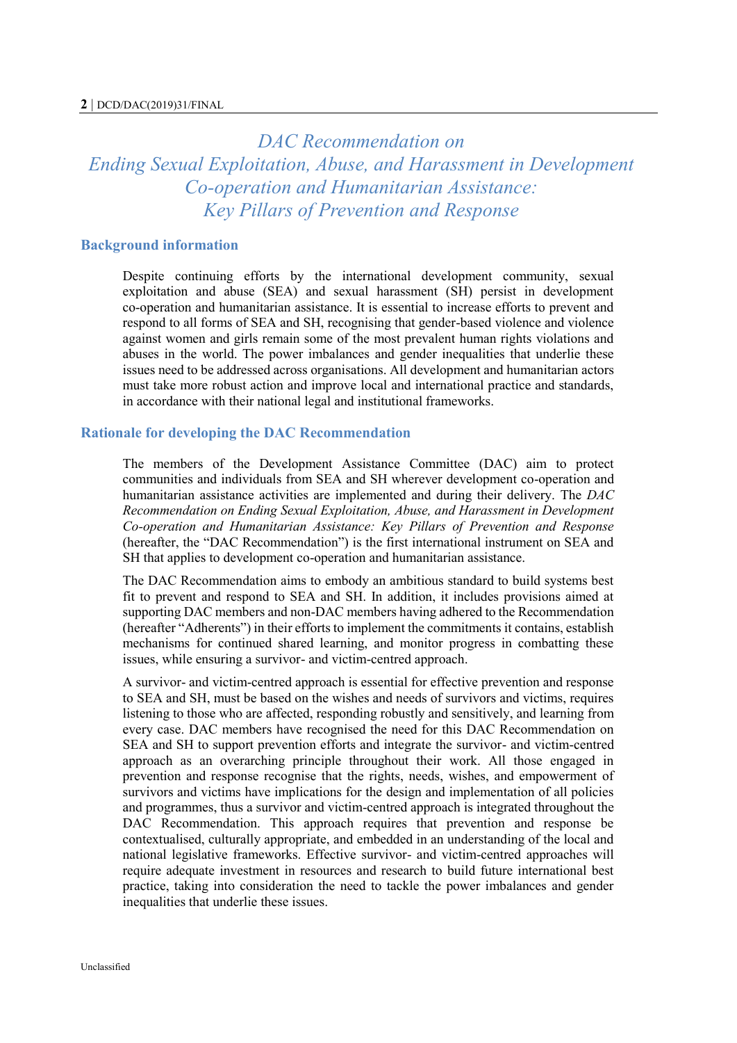# *DAC Recommendation on Ending Sexual Exploitation, Abuse, and Harassment in Development Co-operation and Humanitarian Assistance: Key Pillars of Prevention and Response*

## Background information

Despite continuing efforts by the international development community, sexual exploitation and abuse (SEA) and sexual harassment (SH) persist in development co-operation and humanitarian assistance. It is essential to increase efforts to prevent and respond to all forms of SEA and SH, recognising that gender-based violence and violence against women and girls remain some of the most prevalent human rights violations and abuses in the world. The power imbalances and gender inequalities that underlie these issues need to be addressed across organisations. All development and humanitarian actors must take more robust action and improve local and international practice and standards, in accordance with their national legal and institutional frameworks.

## Rationale for developing the DAC Recommendation

The members of the Development Assistance Committee (DAC) aim to protect communities and individuals from SEA and SH wherever development co-operation and humanitarian assistance activities are implemented and during their delivery. The *DAC Recommendation on Ending Sexual Exploitation, Abuse, and Harassment in Development Co-operation and Humanitarian Assistance: Key Pillars of Prevention and Response* (hereafter, the "DAC Recommendation") is the first international instrument on SEA and SH that applies to development co-operation and humanitarian assistance.

The DAC Recommendation aims to embody an ambitious standard to build systems best fit to prevent and respond to SEA and SH. In addition, it includes provisions aimed at supporting DAC members and non-DAC members having adhered to the Recommendation (hereafter "Adherents") in their efforts to implement the commitments it contains, establish mechanisms for continued shared learning, and monitor progress in combatting these issues, while ensuring a survivor- and victim-centred approach.

A survivor- and victim-centred approach is essential for effective prevention and response to SEA and SH, must be based on the wishes and needs of survivors and victims, requires listening to those who are affected, responding robustly and sensitively, and learning from every case. DAC members have recognised the need for this DAC Recommendation on SEA and SH to support prevention efforts and integrate the survivor- and victim-centred approach as an overarching principle throughout their work. All those engaged in prevention and response recognise that the rights, needs, wishes, and empowerment of survivors and victims have implications for the design and implementation of all policies and programmes, thus a survivor and victim-centred approach is integrated throughout the DAC Recommendation. This approach requires that prevention and response be contextualised, culturally appropriate, and embedded in an understanding of the local and national legislative frameworks. Effective survivor- and victim-centred approaches will require adequate investment in resources and research to build future international best practice, taking into consideration the need to tackle the power imbalances and gender inequalities that underlie these issues.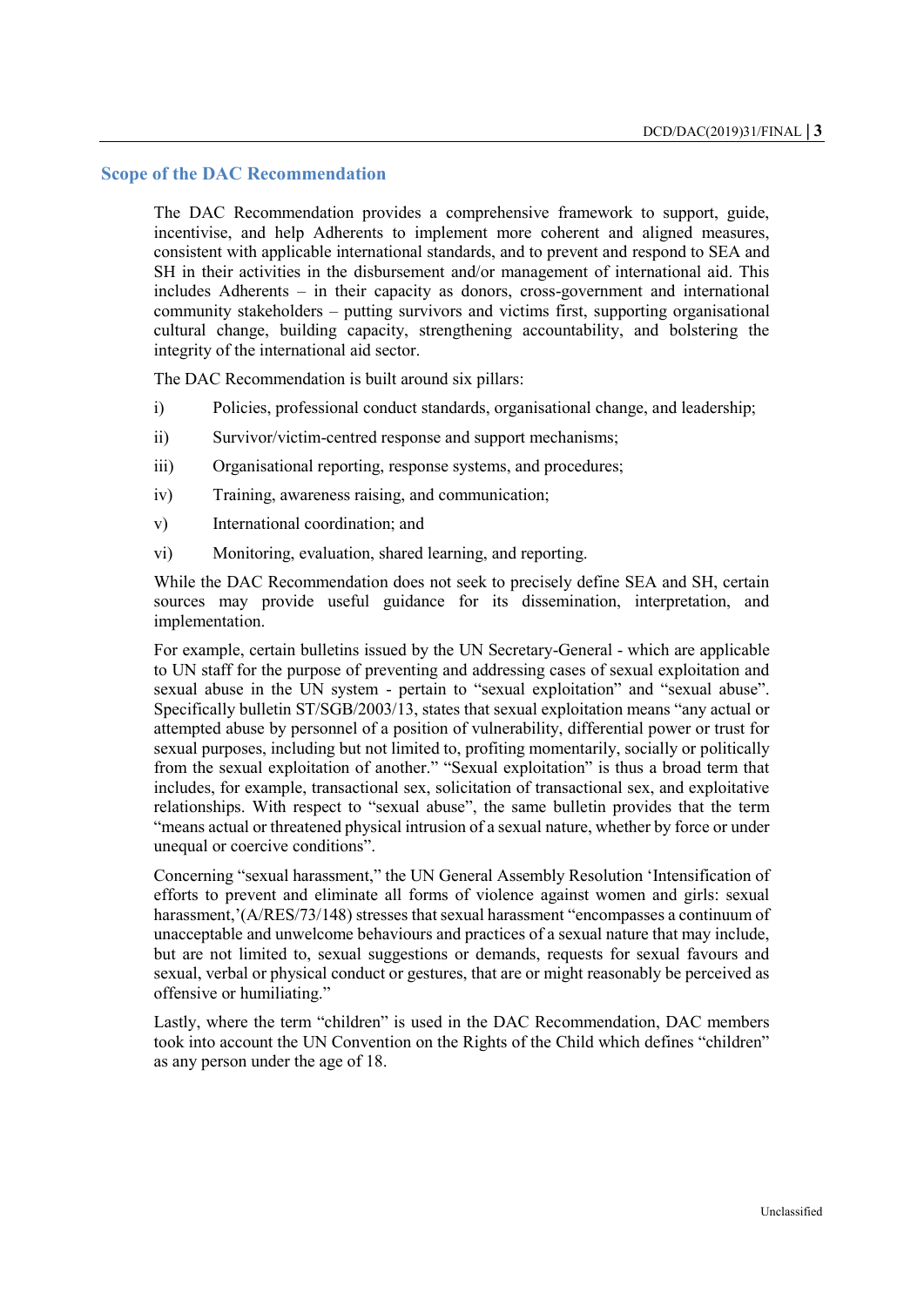## Scope of the DAC Recommendation

The DAC Recommendation provides a comprehensive framework to support, guide, incentivise, and help Adherents to implement more coherent and aligned measures, consistent with applicable international standards, and to prevent and respond to SEA and SH in their activities in the disbursement and/or management of international aid. This includes Adherents – in their capacity as donors, cross-government and international community stakeholders – putting survivors and victims first, supporting organisational cultural change, building capacity, strengthening accountability, and bolstering the integrity of the international aid sector.

The DAC Recommendation is built around six pillars:

i) Policies, professional conduct standards, organisational change, and leadership;

ii) Survivor/victim-centred response and support mechanisms;

iii) Organisational reporting, response systems, and procedures;

iv) Training, awareness raising, and communication;

v) International coordination; and

vi) Monitoring, evaluation, shared learning, and reporting.

While the DAC Recommendation does not seek to precisely define SEA and SH, certain sources may provide useful guidance for its dissemination, interpretation, and implementation.

For example, certain bulletins issued by the UN Secretary-General - which are applicable to UN staff for the purpose of preventing and addressing cases of sexual exploitation and sexual abuse in the UN system - pertain to "sexual exploitation" and "sexual abuse". Specifically bulletin ST/SGB/2003/13, states that sexual exploitation means "any actual or attempted abuse by personnel of a position of vulnerability, differential power or trust for sexual purposes, including but not limited to, profiting momentarily, socially or politically from the sexual exploitation of another." "Sexual exploitation" is thus a broad term that includes, for example, transactional sex, solicitation of transactional sex, and exploitative relationships. With respect to "sexual abuse", the same bulletin provides that the term "means actual or threatened physical intrusion of a sexual nature, whether by force or under unequal or coercive conditions".

Concerning "sexual harassment," the UN General Assembly Resolution 'Intensification of efforts to prevent and eliminate all forms of violence against women and girls: sexual harassment,'(A/RES/73/148) stresses that sexual harassment "encompasses a continuum of unacceptable and unwelcome behaviours and practices of a sexual nature that may include, but are not limited to, sexual suggestions or demands, requests for sexual favours and sexual, verbal or physical conduct or gestures, that are or might reasonably be perceived as offensive or humiliating."

Lastly, where the term "children" is used in the DAC Recommendation, DAC members took into account the UN Convention on the Rights of the Child which defines "children" as any person under the age of 18.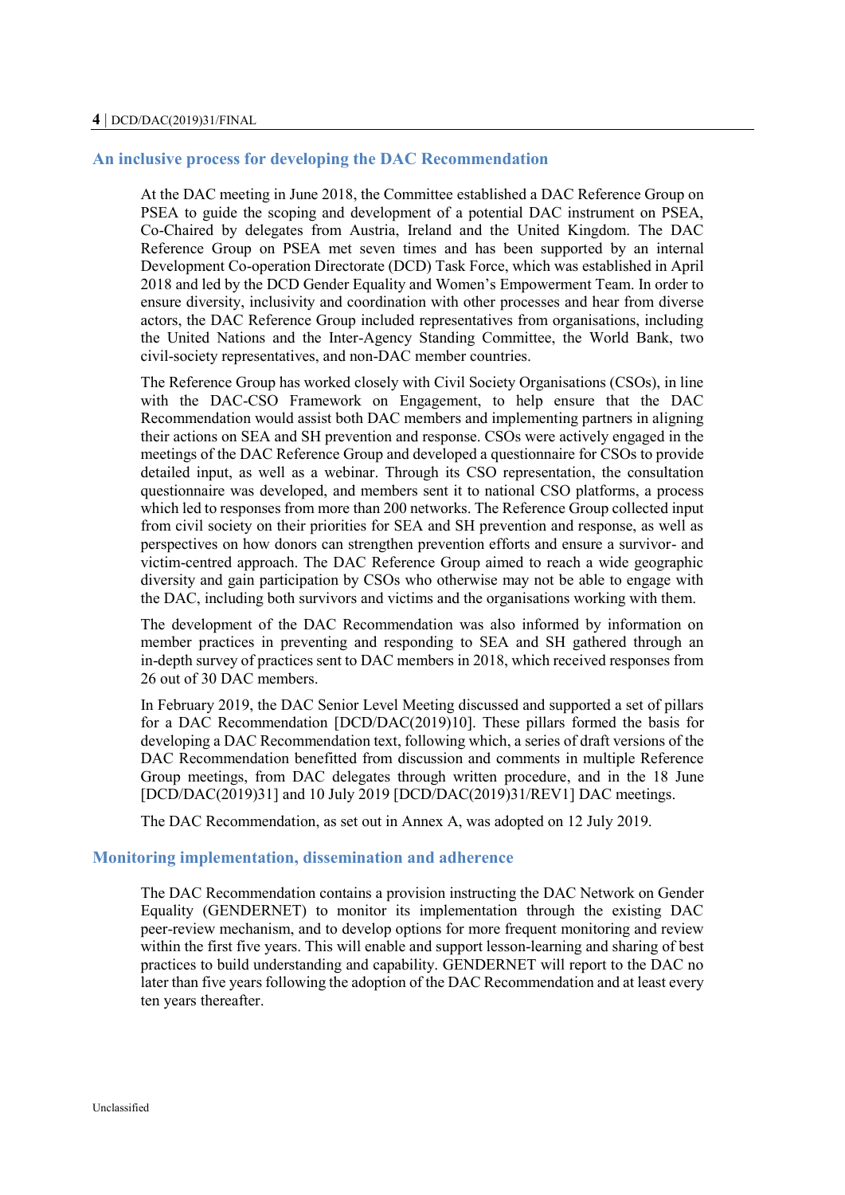## An inclusive process for developing the DAC Recommendation

At the DAC meeting in June 2018, the Committee established a DAC Reference Group on PSEA to guide the scoping and development of a potential DAC instrument on PSEA, Co-Chaired by delegates from Austria, Ireland and the United Kingdom. The DAC Reference Group on PSEA met seven times and has been supported by an internal Development Co-operation Directorate (DCD) Task Force, which was established in April 2018 and led by the DCD Gender Equality and Women's Empowerment Team. In order to ensure diversity, inclusivity and coordination with other processes and hear from diverse actors, the DAC Reference Group included representatives from organisations, including the United Nations and the Inter-Agency Standing Committee, the World Bank, two civil-society representatives, and non-DAC member countries.

The Reference Group has worked closely with Civil Society Organisations (CSOs), in line with the DAC-CSO Framework on Engagement, to help ensure that the DAC Recommendation would assist both DAC members and implementing partners in aligning their actions on SEA and SH prevention and response. CSOs were actively engaged in the meetings of the DAC Reference Group and developed a questionnaire for CSOs to provide detailed input, as well as a webinar. Through its CSO representation, the consultation questionnaire was developed, and members sent it to national CSO platforms, a process which led to responses from more than 200 networks. The Reference Group collected input from civil society on their priorities for SEA and SH prevention and response, as well as perspectives on how donors can strengthen prevention efforts and ensure a survivor- and victim-centred approach. The DAC Reference Group aimed to reach a wide geographic diversity and gain participation by CSOs who otherwise may not be able to engage with the DAC, including both survivors and victims and the organisations working with them.

The development of the DAC Recommendation was also informed by information on member practices in preventing and responding to SEA and SH gathered through an in-depth survey of practices sent to DAC members in 2018, which received responses from 26 out of 30 DAC members.

In February 2019, the DAC Senior Level Meeting discussed and supported a set of pillars for a DAC Recommendation [DCD/DAC(2019)10]. These pillars formed the basis for developing a DAC Recommendation text, following which, a series of draft versions of the DAC Recommendation benefitted from discussion and comments in multiple Reference Group meetings, from DAC delegates through written procedure, and in the 18 June [DCD/DAC(2019)31] and 10 July 2019 [DCD/DAC(2019)31/REV1] DAC meetings.

The DAC Recommendation, as set out in Annex A, was adopted on 12 July 2019.

## Monitoring implementation, dissemination and adherence

The DAC Recommendation contains a provision instructing the DAC Network on Gender Equality (GENDERNET) to monitor its implementation through the existing DAC peer-review mechanism, and to develop options for more frequent monitoring and review within the first five years. This will enable and support lesson-learning and sharing of best practices to build understanding and capability. GENDERNET will report to the DAC no later than five years following the adoption of the DAC Recommendation and at least every ten years thereafter.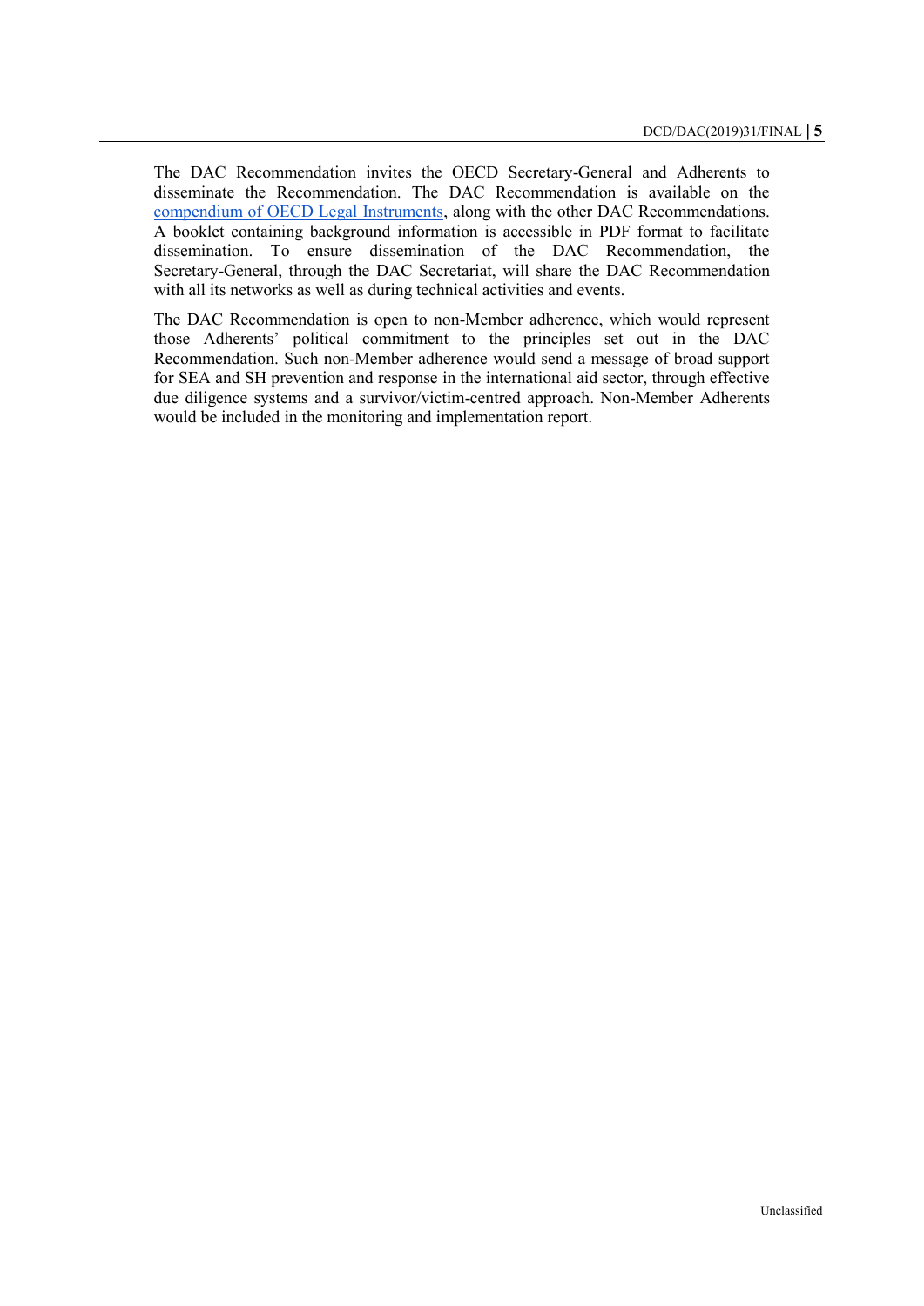The DAC Recommendation invites the OECD Secretary-General and Adherents to disseminate the Recommendation. The DAC Recommendation is available on the [compendium of OECD Legal Instruments](), along with the other DAC Recommendations. A booklet containing background information is accessible in PDF format to facilitate dissemination. To ensure dissemination of the DAC Recommendation, the Secretary-General, through the DAC Secretariat, will share the DAC Recommendation with all its networks as well as during technical activities and events.

The DAC Recommendation is open to non-Member adherence, which would represent those Adherents' political commitment to the principles set out in the DAC Recommendation. Such non-Member adherence would send a message of broad support for SEA and SH prevention and response in the international aid sector, through effective due diligence systems and a survivor/victim-centred approach. Non-Member Adherents would be included in the monitoring and implementation report.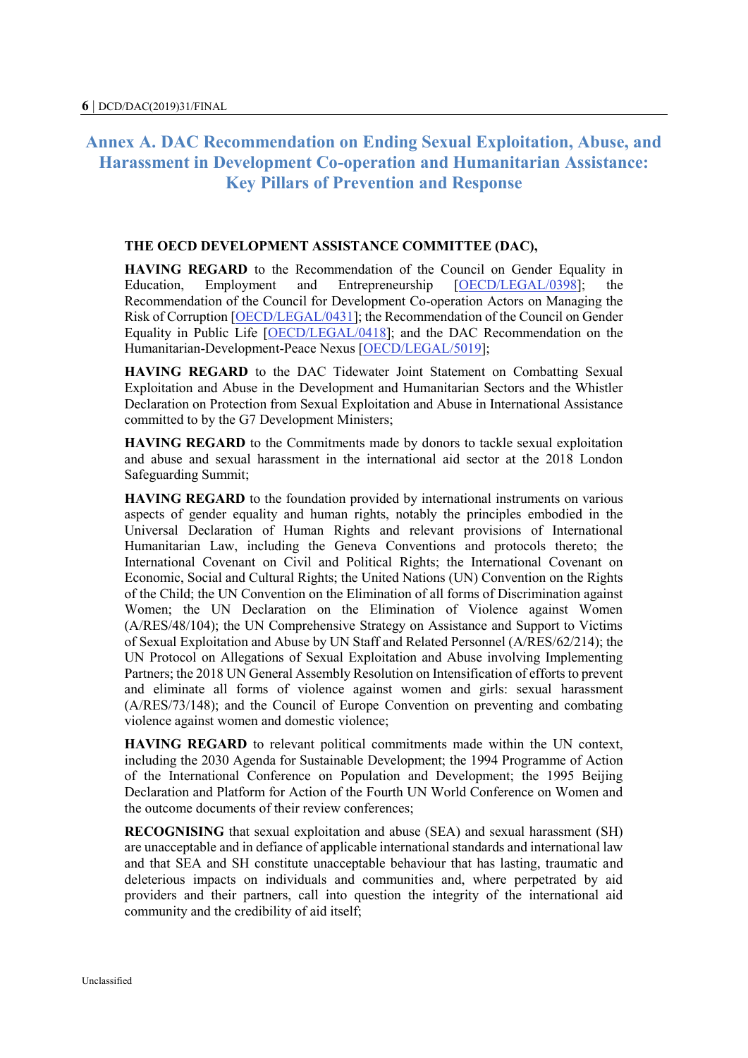# Annex A. DAC Recommendation on Ending Sexual Exploitation, Abuse, and Harassment in Development Co-operation and Humanitarian Assistance: Key Pillars of Prevention and Response

**THE OECD DEVELOPMENT ASSISTANCE COMMITTEE (DAC),**

**HAVING REGARD** to the Recommendation of the Council on Gender Equality in Education, Employment and Entrepreneurship [OECD/LEGAL/0398]; the Recommendation of the Council for Development Co-operation Actors on Managing the Risk of Corruption [OECD/LEGAL/0431]; the Recommendation of the Council on Gender Equality in Public Life [OECD/LEGAL/0418]; and the DAC Recommendation on the Humanitarian-Development-Peace Nexus [OECD/LEGAL/5019];

**HAVING REGARD** to the DAC Tidewater Joint Statement on Combatting Sexual Exploitation and Abuse in the Development and Humanitarian Sectors and the Whistler Declaration on Protection from Sexual Exploitation and Abuse in International Assistance committed to by the G7 Development Ministers;

**HAVING REGARD** to the Commitments made by donors to tackle sexual exploitation and abuse and sexual harassment in the international aid sector at the 2018 London Safeguarding Summit;

**HAVING REGARD** to the foundation provided by international instruments on various aspects of gender equality and human rights, notably the principles embodied in the Universal Declaration of Human Rights and relevant provisions of International Humanitarian Law, including the Geneva Conventions and protocols thereto; the International Covenant on Civil and Political Rights; the International Covenant on Economic, Social and Cultural Rights; the United Nations (UN) Convention on the Rights of the Child; the UN Convention on the Elimination of all forms of Discrimination against Women; the UN Declaration on the Elimination of Violence against Women (A/RES/48/104); the UN Comprehensive Strategy on Assistance and Support to Victims of Sexual Exploitation and Abuse by UN Staff and Related Personnel (A/RES/62/214); the UN Protocol on Allegations of Sexual Exploitation and Abuse involving Implementing Partners; the 2018 UN General Assembly Resolution on Intensification of efforts to prevent and eliminate all forms of violence against women and girls: sexual harassment (A/RES/73/148); and the Council of Europe Convention on preventing and combating violence against women and domestic violence;

**HAVING REGARD** to relevant political commitments made within the UN context, including the 2030 Agenda for Sustainable Development; the 1994 Programme of Action of the International Conference on Population and Development; the 1995 Beijing Declaration and Platform for Action of the Fourth UN World Conference on Women and the outcome documents of their review conferences;

**RECOGNISING** that sexual exploitation and abuse (SEA) and sexual harassment (SH) are unacceptable and in defiance of applicable international standards and international law and that SEA and SH constitute unacceptable behaviour that has lasting, traumatic and deleterious impacts on individuals and communities and, where perpetrated by aid providers and their partners, call into question the integrity of the international aid community and the credibility of aid itself;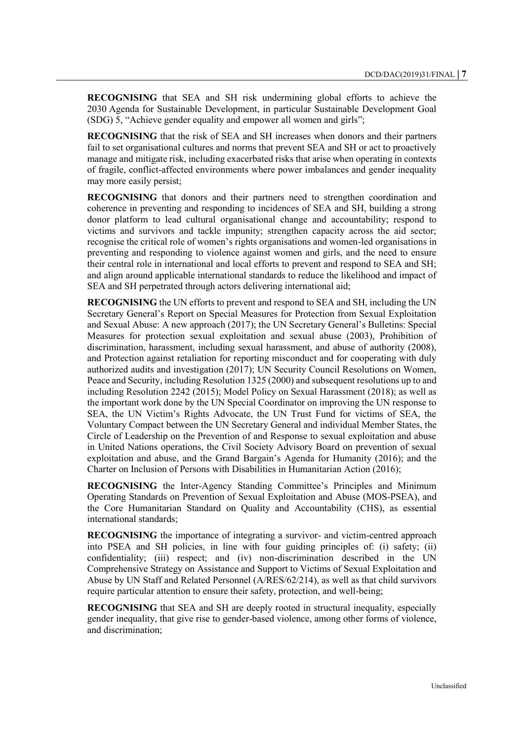**RECOGNISING** that SEA and SH risk undermining global efforts to achieve the 2030 Agenda for Sustainable Development, in particular Sustainable Development Goal (SDG) 5, "Achieve gender equality and empower all women and girls";

**RECOGNISING** that the risk of SEA and SH increases when donors and their partners fail to set organisational cultures and norms that prevent SEA and SH or act to proactively manage and mitigate risk, including exacerbated risks that arise when operating in contexts of fragile, conflict-affected environments where power imbalances and gender inequality may more easily persist;

**RECOGNISING** that donors and their partners need to strengthen coordination and coherence in preventing and responding to incidences of SEA and SH, building a strong donor platform to lead cultural organisational change and accountability; respond to victims and survivors and tackle impunity; strengthen capacity across the aid sector; recognise the critical role of women's rights organisations and women-led organisations in preventing and responding to violence against women and girls, and the need to ensure their central role in international and local efforts to prevent and respond to SEA and SH; and align around applicable international standards to reduce the likelihood and impact of SEA and SH perpetrated through actors delivering international aid;

**RECOGNISING** the UN efforts to prevent and respond to SEA and SH, including the UN Secretary General's Report on Special Measures for Protection from Sexual Exploitation and Sexual Abuse: A new approach (2017); the UN Secretary General's Bulletins: Special Measures for protection sexual exploitation and sexual abuse (2003), Prohibition of discrimination, harassment, including sexual harassment, and abuse of authority (2008), and Protection against retaliation for reporting misconduct and for cooperating with duly authorized audits and investigation (2017); UN Security Council Resolutions on Women, Peace and Security, including Resolution 1325 (2000) and subsequent resolutions up to and including Resolution 2242 (2015); Model Policy on Sexual Harassment (2018); as well as the important work done by the UN Special Coordinator on improving the UN response to SEA, the UN Victim's Rights Advocate, the UN Trust Fund for victims of SEA, the Voluntary Compact between the UN Secretary General and individual Member States, the Circle of Leadership on the Prevention of and Response to sexual exploitation and abuse in United Nations operations, the Civil Society Advisory Board on prevention of sexual exploitation and abuse, and the Grand Bargain's Agenda for Humanity (2016); and the Charter on Inclusion of Persons with Disabilities in Humanitarian Action (2016);

**RECOGNISING** the Inter-Agency Standing Committee's Principles and Minimum Operating Standards on Prevention of Sexual Exploitation and Abuse (MOS-PSEA), and the Core Humanitarian Standard on Quality and Accountability (CHS), as essential international standards;

**RECOGNISING** the importance of integrating a survivor- and victim-centred approach into PSEA and SH policies, in line with four guiding principles of: (i) safety; (ii) confidentiality; (iii) respect; and (iv) non-discrimination described in the UN Comprehensive Strategy on Assistance and Support to Victims of Sexual Exploitation and Abuse by UN Staff and Related Personnel (A/RES/62/214), as well as that child survivors require particular attention to ensure their safety, protection, and well-being;

**RECOGNISING** that SEA and SH are deeply rooted in structural inequality, especially gender inequality, that give rise to gender-based violence, among other forms of violence, and discrimination;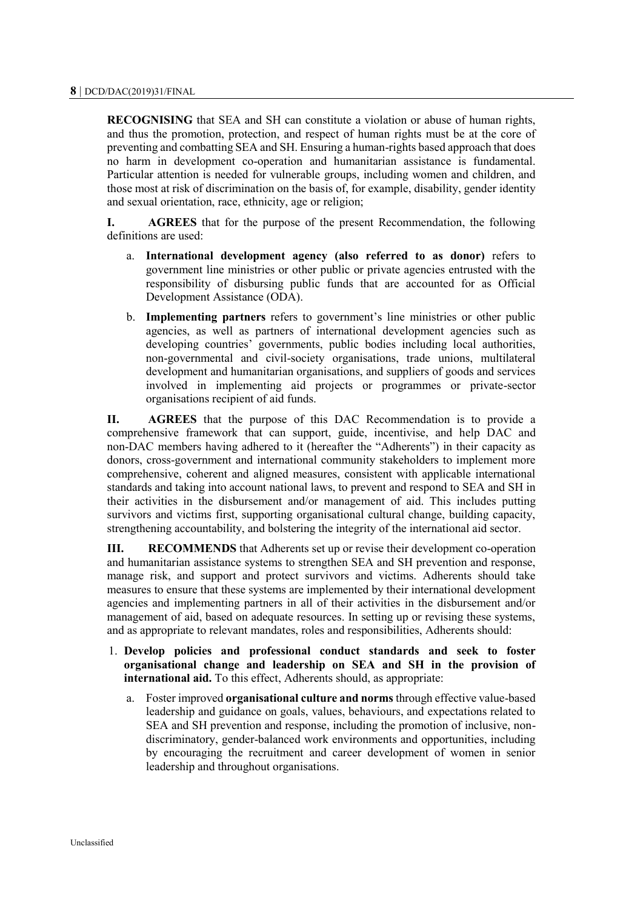**RECOGNISING** that SEA and SH can constitute a violation or abuse of human rights, and thus the promotion, protection, and respect of human rights must be at the core of preventing and combatting SEA and SH. Ensuring a human-rights based approach that does no harm in development co-operation and humanitarian assistance is fundamental. Particular attention is needed for vulnerable groups, including women and children, and those most at risk of discrimination on the basis of, for example, disability, gender identity and sexual orientation, race, ethnicity, age or religion;

**I. AGREES** that for the purpose of the present Recommendation, the following definitions are used:

a. **International development agency (also referred to as donor)** refers to government line ministries or other public or private agencies entrusted with the responsibility of disbursing public funds that are accounted for as Official Development Assistance (ODA).

b. **Implementing partners** refers to government's line ministries or other public agencies, as well as partners of international development agencies such as developing countries' governments, public bodies including local authorities, non-governmental and civil-society organisations, trade unions, multilateral development and humanitarian organisations, and suppliers of goods and services involved in implementing aid projects or programmes or private-sector organisations recipient of aid funds.

**II. AGREES** that the purpose of this DAC Recommendation is to provide a comprehensive framework that can support, guide, incentivise, and help DAC and non-DAC members having adhered to it (hereafter the "Adherents") in their capacity as donors, cross-government and international community stakeholders to implement more comprehensive, coherent and aligned measures, consistent with applicable international standards and taking into account national laws, to prevent and respond to SEA and SH in their activities in the disbursement and/or management of aid. This includes putting survivors and victims first, supporting organisational cultural change, building capacity, strengthening accountability, and bolstering the integrity of the international aid sector.

**III. RECOMMENDS** that Adherents set up or revise their development co-operation and humanitarian assistance systems to strengthen SEA and SH prevention and response, manage risk, and support and protect survivors and victims. Adherents should take measures to ensure that these systems are implemented by their international development agencies and implementing partners in all of their activities in the disbursement and/or management of aid, based on adequate resources. In setting up or revising these systems, and as appropriate to relevant mandates, roles and responsibilities, Adherents should:

1. **Develop policies and professional conduct standards and seek to foster organisational change and leadership on SEA and SH in the provision of international aid.** To this effect, Adherents should, as appropriate:

   a. Foster improved **organisational culture and norms** through effective value-based leadership and guidance on goals, values, behaviours, and expectations related to SEA and SH prevention and response, including the promotion of inclusive, non-discriminatory, gender-balanced work environments and opportunities, including by encouraging the recruitment and career development of women in senior leadership and throughout organisations.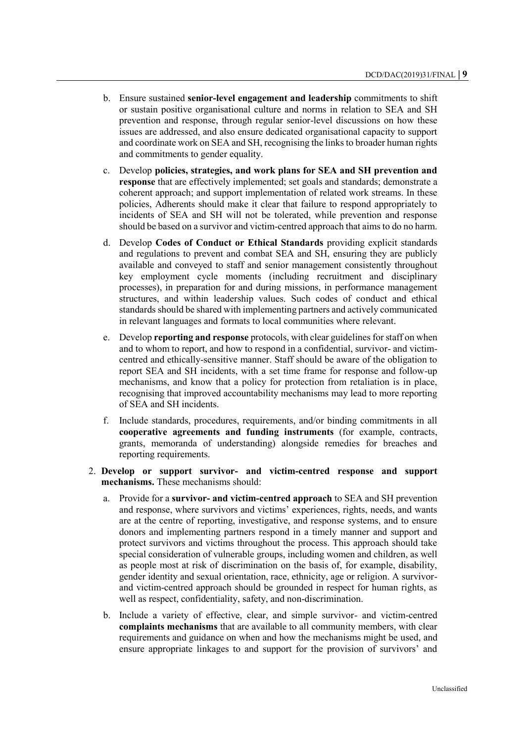b. Ensure sustained **senior-level engagement and leadership** commitments to shift or sustain positive organisational culture and norms in relation to SEA and SH prevention and response, through regular senior-level discussions on how these issues are addressed, and also ensure dedicated organisational capacity to support and coordinate work on SEA and SH, recognising the links to broader human rights and commitments to gender equality.

c. Develop **policies, strategies, and work plans for SEA and SH prevention and response** that are effectively implemented; set goals and standards; demonstrate a coherent approach; and support implementation of related work streams. In these policies, Adherents should make it clear that failure to respond appropriately to incidents of SEA and SH will not be tolerated, while prevention and response should be based on a survivor and victim-centred approach that aims to do no harm.

d. Develop **Codes of Conduct or Ethical Standards** providing explicit standards and regulations to prevent and combat SEA and SH, ensuring they are publicly available and conveyed to staff and senior management consistently throughout key employment cycle moments (including recruitment and disciplinary processes), in preparation for and during missions, in performance management structures, and within leadership values. Such codes of conduct and ethical standards should be shared with implementing partners and actively communicated in relevant languages and formats to local communities where relevant.

e. Develop **reporting and response** protocols, with clear guidelines for staff on when and to whom to report, and how to respond in a confidential, survivor- and victim-centred and ethically-sensitive manner. Staff should be aware of the obligation to report SEA and SH incidents, with a set time frame for response and follow-up mechanisms, and know that a policy for protection from retaliation is in place, recognising that improved accountability mechanisms may lead to more reporting of SEA and SH incidents.

f. Include standards, procedures, requirements, and/or binding commitments in all **cooperative agreements and funding instruments** (for example, contracts, grants, memoranda of understanding) alongside remedies for breaches and reporting requirements.

2. **Develop or support survivor- and victim-centred response and support mechanisms.** These mechanisms should:

a. Provide for a **survivor- and victim-centred approach** to SEA and SH prevention and response, where survivors and victims' experiences, rights, needs, and wants are at the centre of reporting, investigative, and response systems, and to ensure donors and implementing partners respond in a timely manner and support and protect survivors and victims throughout the process. This approach should take special consideration of vulnerable groups, including women and children, as well as people most at risk of discrimination on the basis of, for example, disability, gender identity and sexual orientation, race, ethnicity, age or religion. A survivor- and victim-centred approach should be grounded in respect for human rights, as well as respect, confidentiality, safety, and non-discrimination.

b. Include a variety of effective, clear, and simple survivor- and victim-centred **complaints mechanisms** that are available to all community members, with clear requirements and guidance on when and how the mechanisms might be used, and ensure appropriate linkages to and support for the provision of survivors' and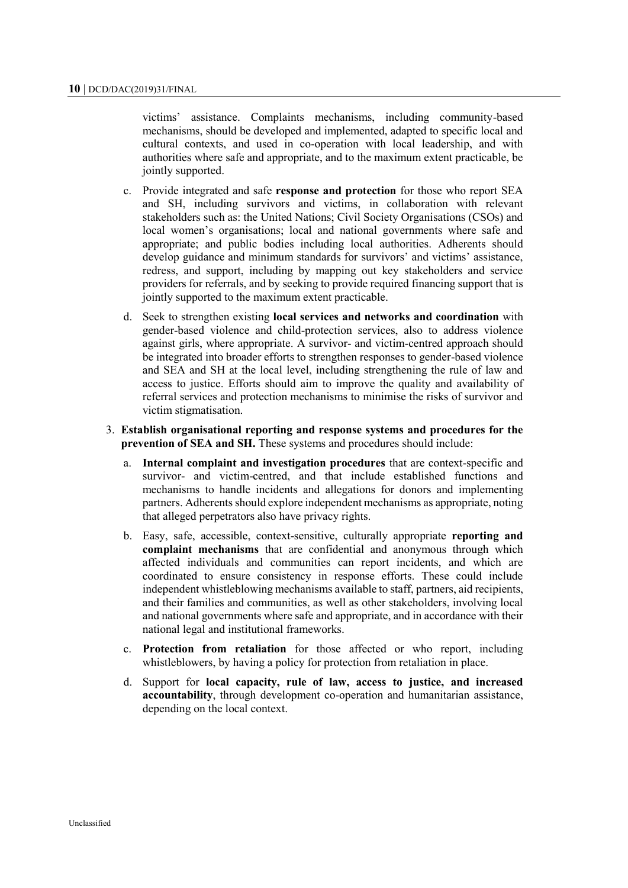victims' assistance. Complaints mechanisms, including community-based mechanisms, should be developed and implemented, adapted to specific local and cultural contexts, and used in co-operation with local leadership, and with authorities where safe and appropriate, and to the maximum extent practicable, be jointly supported.

c. Provide integrated and safe **response and protection** for those who report SEA and SH, including survivors and victims, in collaboration with relevant stakeholders such as: the United Nations; Civil Society Organisations (CSOs) and local women's organisations; local and national governments where safe and appropriate; and public bodies including local authorities. Adherents should develop guidance and minimum standards for survivors' and victims' assistance, redress, and support, including by mapping out key stakeholders and service providers for referrals, and by seeking to provide required financing support that is jointly supported to the maximum extent practicable.

d. Seek to strengthen existing **local services and networks and coordination** with gender-based violence and child-protection services, also to address violence against girls, where appropriate. A survivor- and victim-centred approach should be integrated into broader efforts to strengthen responses to gender-based violence and SEA and SH at the local level, including strengthening the rule of law and access to justice. Efforts should aim to improve the quality and availability of referral services and protection mechanisms to minimise the risks of survivor and victim stigmatisation.

3. **Establish organisational reporting and response systems and procedures for the prevention of SEA and SH.** These systems and procedures should include:

   a. **Internal complaint and investigation procedures** that are context-specific and survivor- and victim-centred, and that include established functions and mechanisms to handle incidents and allegations for donors and implementing partners. Adherents should explore independent mechanisms as appropriate, noting that alleged perpetrators also have privacy rights.

   b. Easy, safe, accessible, context-sensitive, culturally appropriate **reporting and complaint mechanisms** that are confidential and anonymous through which affected individuals and communities can report incidents, and which are coordinated to ensure consistency in response efforts. These could include independent whistleblowing mechanisms available to staff, partners, aid recipients, and their families and communities, as well as other stakeholders, involving local and national governments where safe and appropriate, and in accordance with their national legal and institutional frameworks.

   c. **Protection from retaliation** for those affected or who report, including whistleblowers, by having a policy for protection from retaliation in place.

   d. Support for **local capacity, rule of law, access to justice, and increased accountability**, through development co-operation and humanitarian assistance, depending on the local context.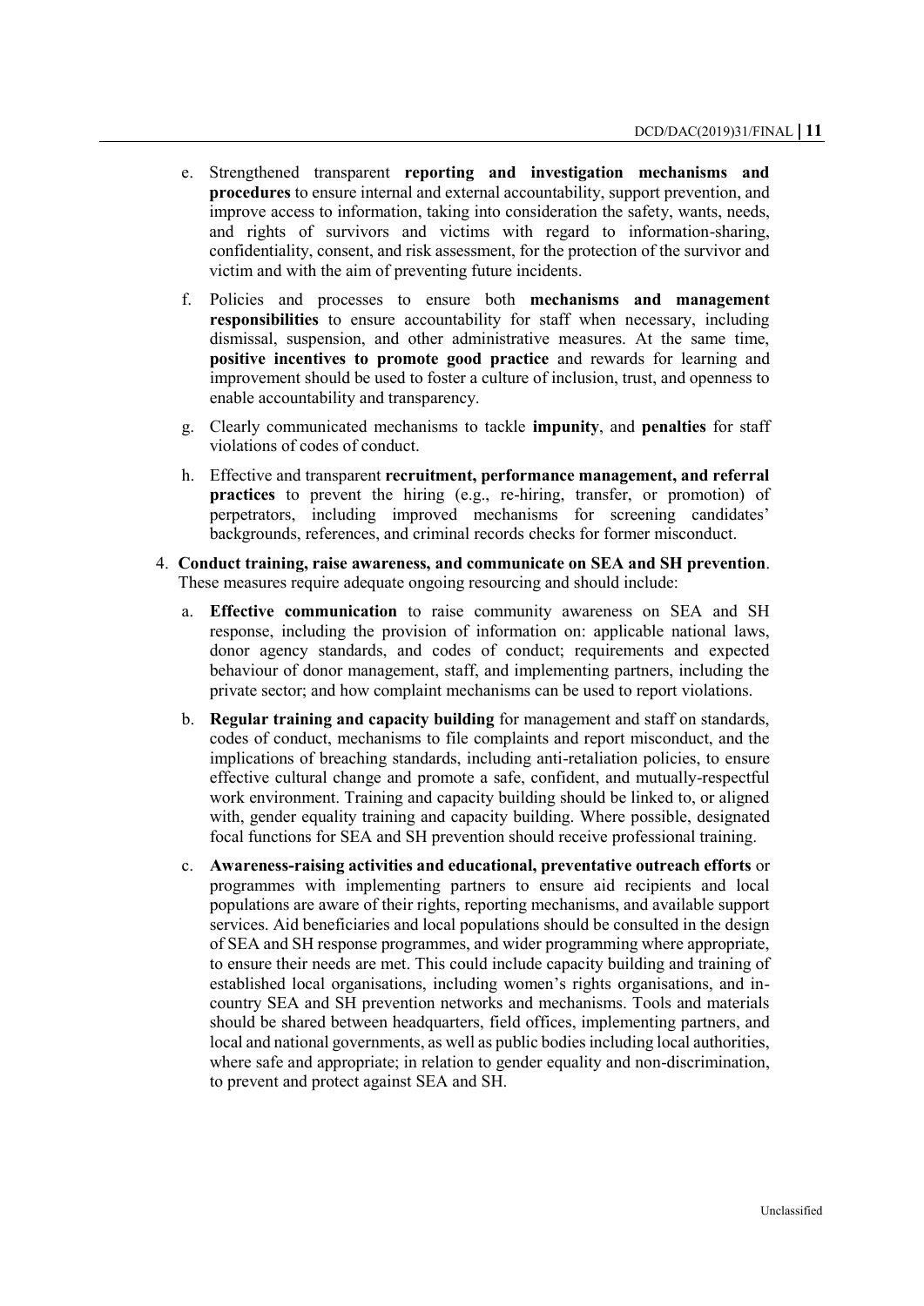e. Strengthened transparent **reporting and investigation mechanisms and procedures** to ensure internal and external accountability, support prevention, and improve access to information, taking into consideration the safety, wants, needs, and rights of survivors and victims with regard to information-sharing, confidentiality, consent, and risk assessment, for the protection of the survivor and victim and with the aim of preventing future incidents.

f. Policies and processes to ensure both **mechanisms and management responsibilities** to ensure accountability for staff when necessary, including dismissal, suspension, and other administrative measures. At the same time, **positive incentives to promote good practice** and rewards for learning and improvement should be used to foster a culture of inclusion, trust, and openness to enable accountability and transparency.

g. Clearly communicated mechanisms to tackle **impunity**, and **penalties** for staff violations of codes of conduct.

h. Effective and transparent **recruitment, performance management, and referral practices** to prevent the hiring (e.g., re-hiring, transfer, or promotion) of perpetrators, including improved mechanisms for screening candidates' backgrounds, references, and criminal records checks for former misconduct.

4. **Conduct training, raise awareness, and communicate on SEA and SH prevention**. These measures require adequate ongoing resourcing and should include:

   a. **Effective communication** to raise community awareness on SEA and SH response, including the provision of information on: applicable national laws, donor agency standards, and codes of conduct; requirements and expected behaviour of donor management, staff, and implementing partners, including the private sector; and how complaint mechanisms can be used to report violations.

   b. **Regular training and capacity building** for management and staff on standards, codes of conduct, mechanisms to file complaints and report misconduct, and the implications of breaching standards, including anti-retaliation policies, to ensure effective cultural change and promote a safe, confident, and mutually-respectful work environment. Training and capacity building should be linked to, or aligned with, gender equality training and capacity building. Where possible, designated focal functions for SEA and SH prevention should receive professional training.

   c. **Awareness-raising activities and educational, preventative outreach efforts** or programmes with implementing partners to ensure aid recipients and local populations are aware of their rights, reporting mechanisms, and available support services. Aid beneficiaries and local populations should be consulted in the design of SEA and SH response programmes, and wider programming where appropriate, to ensure their needs are met. This could include capacity building and training of established local organisations, including women's rights organisations, and in-country SEA and SH prevention networks and mechanisms. Tools and materials should be shared between headquarters, field offices, implementing partners, and local and national governments, as well as public bodies including local authorities, where safe and appropriate; in relation to gender equality and non-discrimination, to prevent and protect against SEA and SH.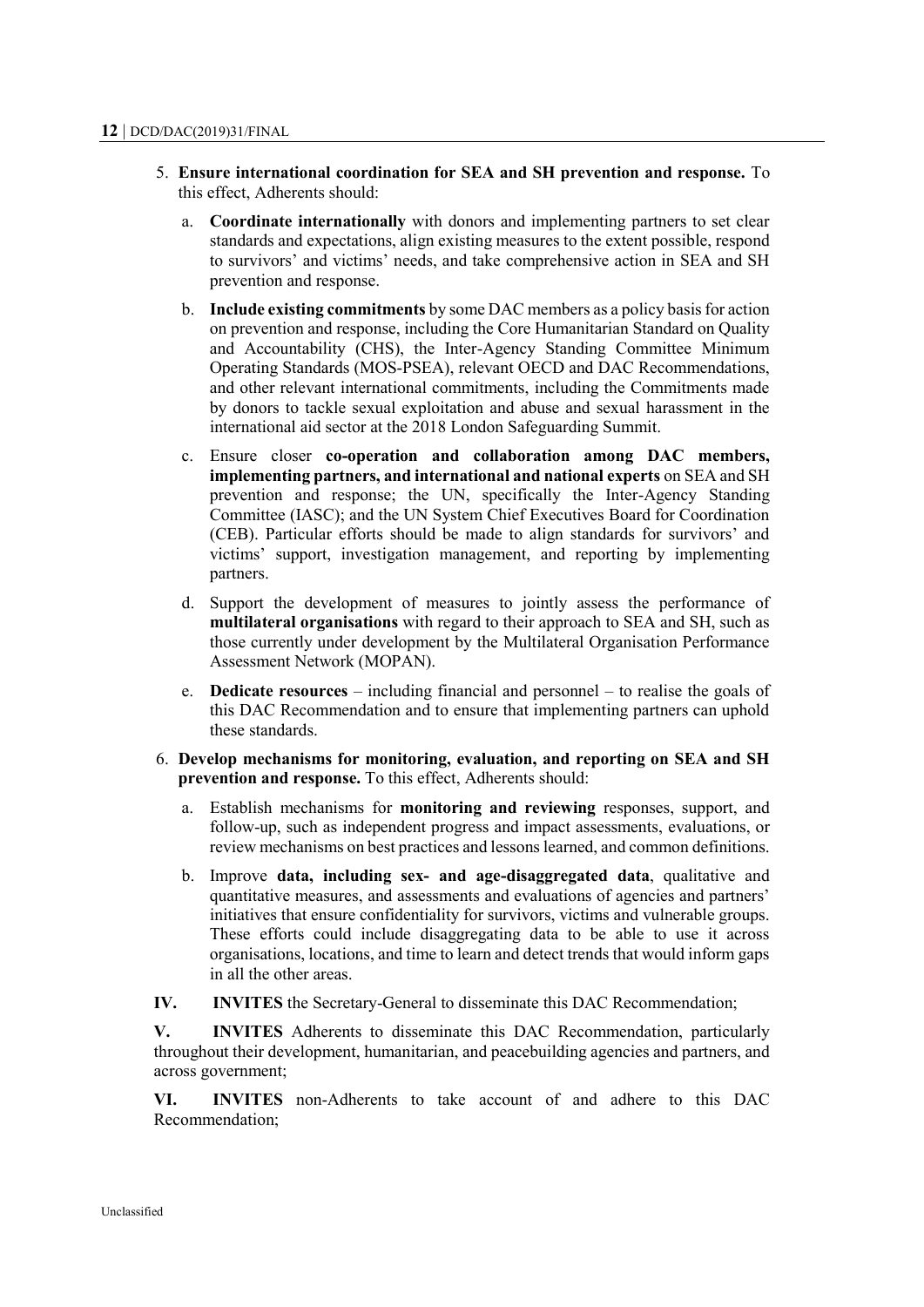5. **Ensure international coordination for SEA and SH prevention and response.** To this effect, Adherents should:

    a. **Coordinate internationally** with donors and implementing partners to set clear standards and expectations, align existing measures to the extent possible, respond to survivors' and victims' needs, and take comprehensive action in SEA and SH prevention and response.

    b. **Include existing commitments** by some DAC members as a policy basis for action on prevention and response, including the Core Humanitarian Standard on Quality and Accountability (CHS), the Inter-Agency Standing Committee Minimum Operating Standards (MOS-PSEA), relevant OECD and DAC Recommendations, and other relevant international commitments, including the Commitments made by donors to tackle sexual exploitation and abuse and sexual harassment in the international aid sector at the 2018 London Safeguarding Summit.

    c. Ensure closer **co-operation and collaboration among DAC members, implementing partners, and international and national experts** on SEA and SH prevention and response; the UN, specifically the Inter-Agency Standing Committee (IASC); and the UN System Chief Executives Board for Coordination (CEB). Particular efforts should be made to align standards for survivors' and victims' support, investigation management, and reporting by implementing partners.

    d. Support the development of measures to jointly assess the performance of **multilateral organisations** with regard to their approach to SEA and SH, such as those currently under development by the Multilateral Organisation Performance Assessment Network (MOPAN).

    e. **Dedicate resources** – including financial and personnel – to realise the goals of this DAC Recommendation and to ensure that implementing partners can uphold these standards.

6. **Develop mechanisms for monitoring, evaluation, and reporting on SEA and SH prevention and response.** To this effect, Adherents should:

    a. Establish mechanisms for **monitoring and reviewing** responses, support, and follow-up, such as independent progress and impact assessments, evaluations, or review mechanisms on best practices and lessons learned, and common definitions.

    b. Improve **data, including sex- and age-disaggregated data**, qualitative and quantitative measures, and assessments and evaluations of agencies and partners' initiatives that ensure confidentiality for survivors, victims and vulnerable groups. These efforts could include disaggregating data to be able to use it across organisations, locations, and time to learn and detect trends that would inform gaps in all the other areas.

**IV.** **INVITES** the Secretary-General to disseminate this DAC Recommendation;

**V.** **INVITES** Adherents to disseminate this DAC Recommendation, particularly throughout their development, humanitarian, and peacebuilding agencies and partners, and across government;

**VI.** **INVITES** non-Adherents to take account of and adhere to this DAC Recommendation;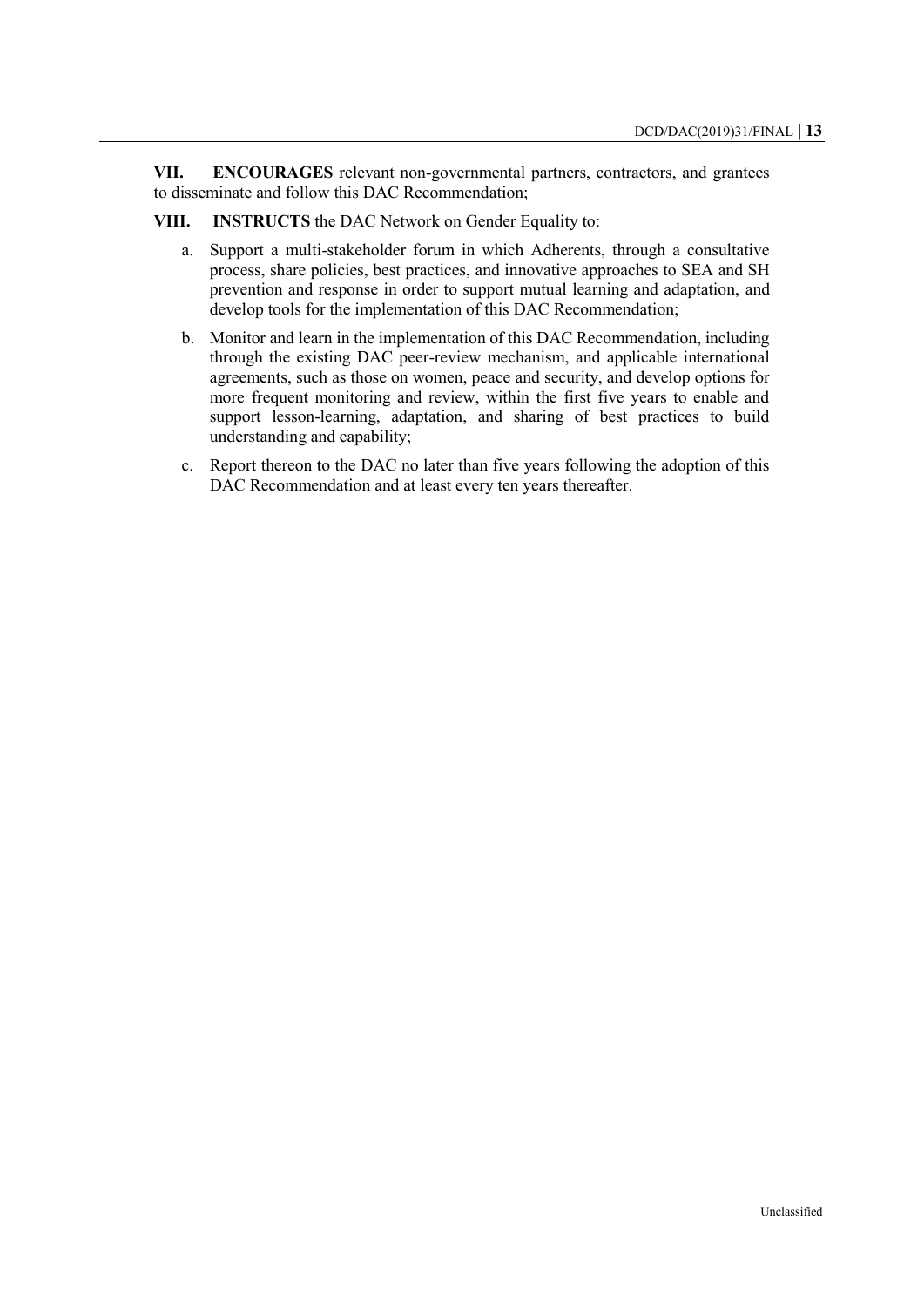**VII. ENCOURAGES** relevant non-governmental partners, contractors, and grantees to disseminate and follow this DAC Recommendation;

**VIII. INSTRUCTS** the DAC Network on Gender Equality to:

a. Support a multi-stakeholder forum in which Adherents, through a consultative process, share policies, best practices, and innovative approaches to SEA and SH prevention and response in order to support mutual learning and adaptation, and develop tools for the implementation of this DAC Recommendation;

b. Monitor and learn in the implementation of this DAC Recommendation, including through the existing DAC peer-review mechanism, and applicable international agreements, such as those on women, peace and security, and develop options for more frequent monitoring and review, within the first five years to enable and support lesson-learning, adaptation, and sharing of best practices to build understanding and capability;

c. Report thereon to the DAC no later than five years following the adoption of this DAC Recommendation and at least every ten years thereafter.